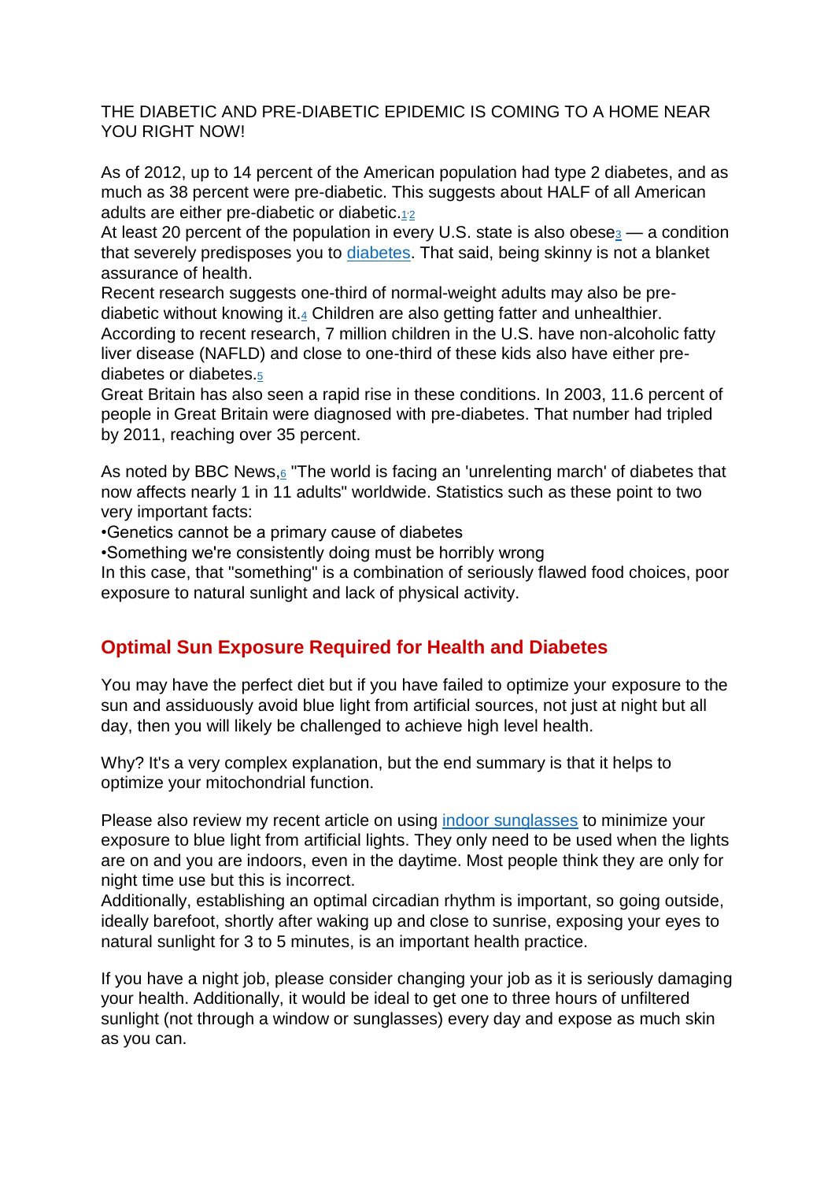THE DIABETIC AND PRE-DIABETIC EPIDEMIC IS COMING TO A HOME NEAR YOU RIGHT NOW!

As of 2012, up to 14 percent of the American population had type 2 diabetes, and as much as 38 percent were pre-diabetic. This suggests about HALF of all American adults are either pre-diabetic or diabetic.[1,2]
At least 20 percent of the population in every U.S. state is also obese[3] — a condition that severely predisposes you to diabetes. That said, being skinny is not a blanket assurance of health.
Recent research suggests one-third of normal-weight adults may also be pre-diabetic without knowing it.[4] Children are also getting fatter and unhealthier. According to recent research, 7 million children in the U.S. have non-alcoholic fatty liver disease (NAFLD) and close to one-third of these kids also have either pre-diabetes or diabetes.[5]
Great Britain has also seen a rapid rise in these conditions. In 2003, 11.6 percent of people in Great Britain were diagnosed with pre-diabetes. That number had tripled by 2011, reaching over 35 percent.

As noted by BBC News,[6] "The world is facing an 'unrelenting march' of diabetes that now affects nearly 1 in 11 adults" worldwide. Statistics such as these point to two very important facts:

- Genetics cannot be a primary cause of diabetes
- Something we're consistently doing must be horribly wrong

In this case, that "something" is a combination of seriously flawed food choices, poor exposure to natural sunlight and lack of physical activity.

## Optimal Sun Exposure Required for Health and Diabetes

You may have the perfect diet but if you have failed to optimize your exposure to the sun and assiduously avoid blue light from artificial sources, not just at night but all day, then you will likely be challenged to achieve high level health.

Why? It's a very complex explanation, but the end summary is that it helps to optimize your mitochondrial function.

Please also review my recent article on using indoor sunglasses to minimize your exposure to blue light from artificial lights. They only need to be used when the lights are on and you are indoors, even in the daytime. Most people think they are only for night time use but this is incorrect.
Additionally, establishing an optimal circadian rhythm is important, so going outside, ideally barefoot, shortly after waking up and close to sunrise, exposing your eyes to natural sunlight for 3 to 5 minutes, is an important health practice.

If you have a night job, please consider changing your job as it is seriously damaging your health. Additionally, it would be ideal to get one to three hours of unfiltered sunlight (not through a window or sunglasses) every day and expose as much skin as you can.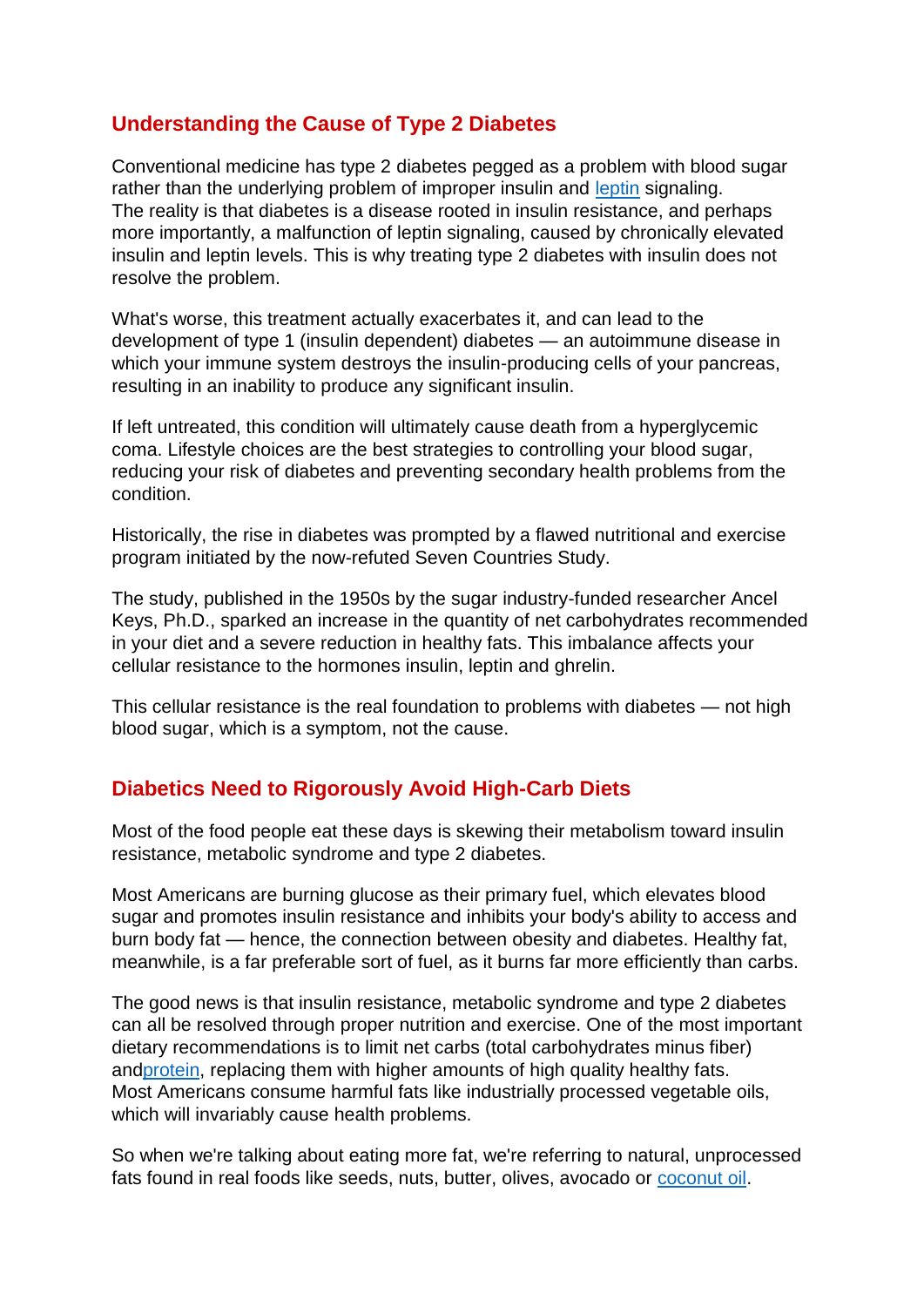## Understanding the Cause of Type 2 Diabetes

Conventional medicine has type 2 diabetes pegged as a problem with blood sugar rather than the underlying problem of improper insulin and leptin signaling. The reality is that diabetes is a disease rooted in insulin resistance, and perhaps more importantly, a malfunction of leptin signaling, caused by chronically elevated insulin and leptin levels. This is why treating type 2 diabetes with insulin does not resolve the problem.

What's worse, this treatment actually exacerbates it, and can lead to the development of type 1 (insulin dependent) diabetes — an autoimmune disease in which your immune system destroys the insulin-producing cells of your pancreas, resulting in an inability to produce any significant insulin.

If left untreated, this condition will ultimately cause death from a hyperglycemic coma. Lifestyle choices are the best strategies to controlling your blood sugar, reducing your risk of diabetes and preventing secondary health problems from the condition.

Historically, the rise in diabetes was prompted by a flawed nutritional and exercise program initiated by the now-refuted Seven Countries Study.

The study, published in the 1950s by the sugar industry-funded researcher Ancel Keys, Ph.D., sparked an increase in the quantity of net carbohydrates recommended in your diet and a severe reduction in healthy fats. This imbalance affects your cellular resistance to the hormones insulin, leptin and ghrelin.

This cellular resistance is the real foundation to problems with diabetes — not high blood sugar, which is a symptom, not the cause.

## Diabetics Need to Rigorously Avoid High-Carb Diets

Most of the food people eat these days is skewing their metabolism toward insulin resistance, metabolic syndrome and type 2 diabetes.

Most Americans are burning glucose as their primary fuel, which elevates blood sugar and promotes insulin resistance and inhibits your body's ability to access and burn body fat — hence, the connection between obesity and diabetes. Healthy fat, meanwhile, is a far preferable sort of fuel, as it burns far more efficiently than carbs.

The good news is that insulin resistance, metabolic syndrome and type 2 diabetes can all be resolved through proper nutrition and exercise. One of the most important dietary recommendations is to limit net carbs (total carbohydrates minus fiber) andprotein, replacing them with higher amounts of high quality healthy fats. Most Americans consume harmful fats like industrially processed vegetable oils, which will invariably cause health problems.

So when we're talking about eating more fat, we're referring to natural, unprocessed fats found in real foods like seeds, nuts, butter, olives, avocado or coconut oil.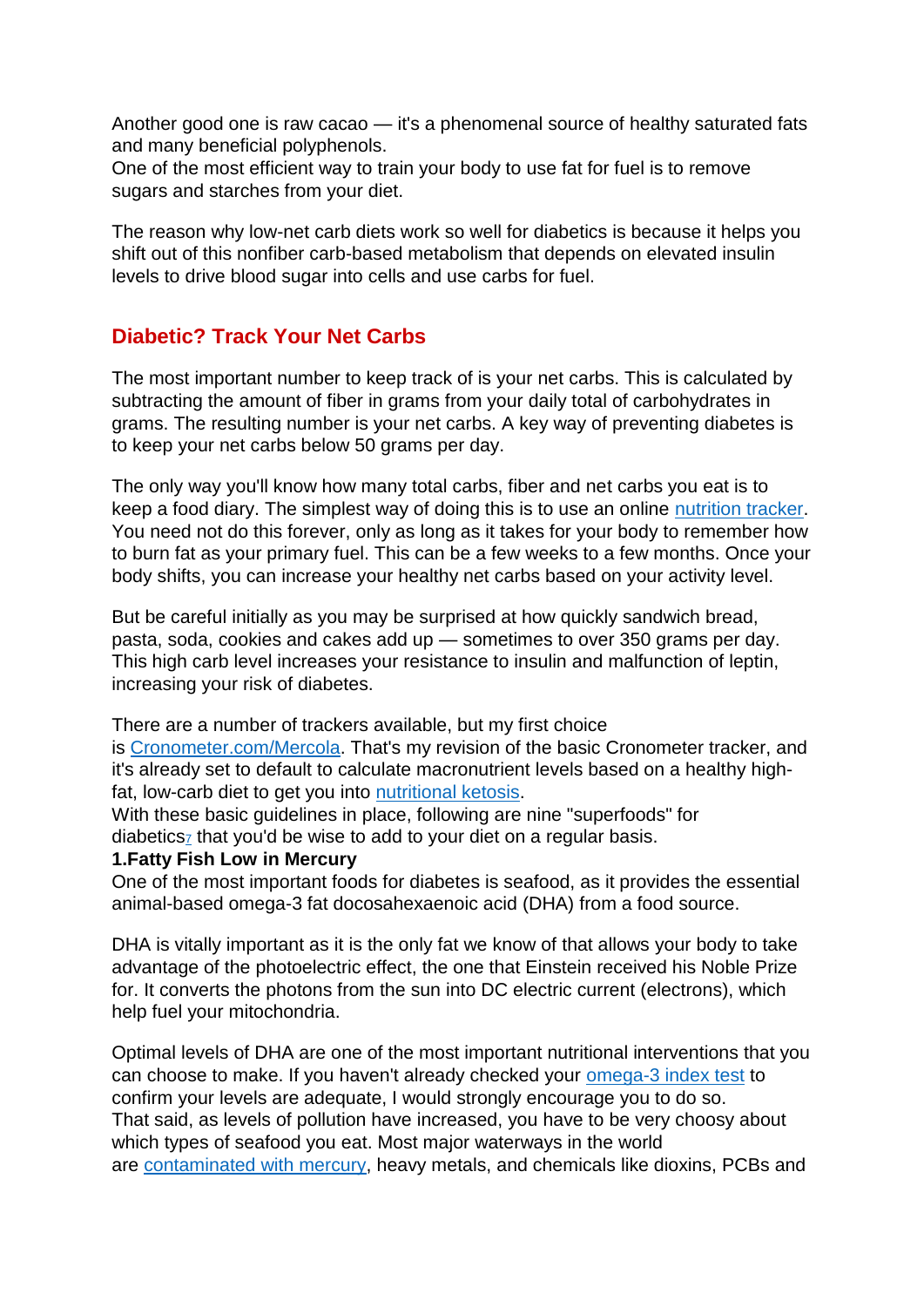Another good one is raw cacao — it's a phenomenal source of healthy saturated fats and many beneficial polyphenols.
One of the most efficient way to train your body to use fat for fuel is to remove sugars and starches from your diet.

The reason why low-net carb diets work so well for diabetics is because it helps you shift out of this nonfiber carb-based metabolism that depends on elevated insulin levels to drive blood sugar into cells and use carbs for fuel.

## Diabetic? Track Your Net Carbs

The most important number to keep track of is your net carbs. This is calculated by subtracting the amount of fiber in grams from your daily total of carbohydrates in grams. The resulting number is your net carbs. A key way of preventing diabetes is to keep your net carbs below 50 grams per day.

The only way you'll know how many total carbs, fiber and net carbs you eat is to keep a food diary. The simplest way of doing this is to use an online nutrition tracker. You need not do this forever, only as long as it takes for your body to remember how to burn fat as your primary fuel. This can be a few weeks to a few months. Once your body shifts, you can increase your healthy net carbs based on your activity level.

But be careful initially as you may be surprised at how quickly sandwich bread, pasta, soda, cookies and cakes add up — sometimes to over 350 grams per day. This high carb level increases your resistance to insulin and malfunction of leptin, increasing your risk of diabetes.

There are a number of trackers available, but my first choice is Cronometer.com/Mercola. That's my revision of the basic Cronometer tracker, and it's already set to default to calculate macronutrient levels based on a healthy high-fat, low-carb diet to get you into nutritional ketosis.
With these basic guidelines in place, following are nine "superfoods" for diabetics[7] that you'd be wise to add to your diet on a regular basis.

**1.Fatty Fish Low in Mercury**

One of the most important foods for diabetes is seafood, as it provides the essential animal-based omega-3 fat docosahexaenoic acid (DHA) from a food source.

DHA is vitally important as it is the only fat we know of that allows your body to take advantage of the photoelectric effect, the one that Einstein received his Noble Prize for. It converts the photons from the sun into DC electric current (electrons), which help fuel your mitochondria.

Optimal levels of DHA are one of the most important nutritional interventions that you can choose to make. If you haven't already checked your omega-3 index test to confirm your levels are adequate, I would strongly encourage you to do so.
That said, as levels of pollution have increased, you have to be very choosy about which types of seafood you eat. Most major waterways in the world are contaminated with mercury, heavy metals, and chemicals like dioxins, PCBs and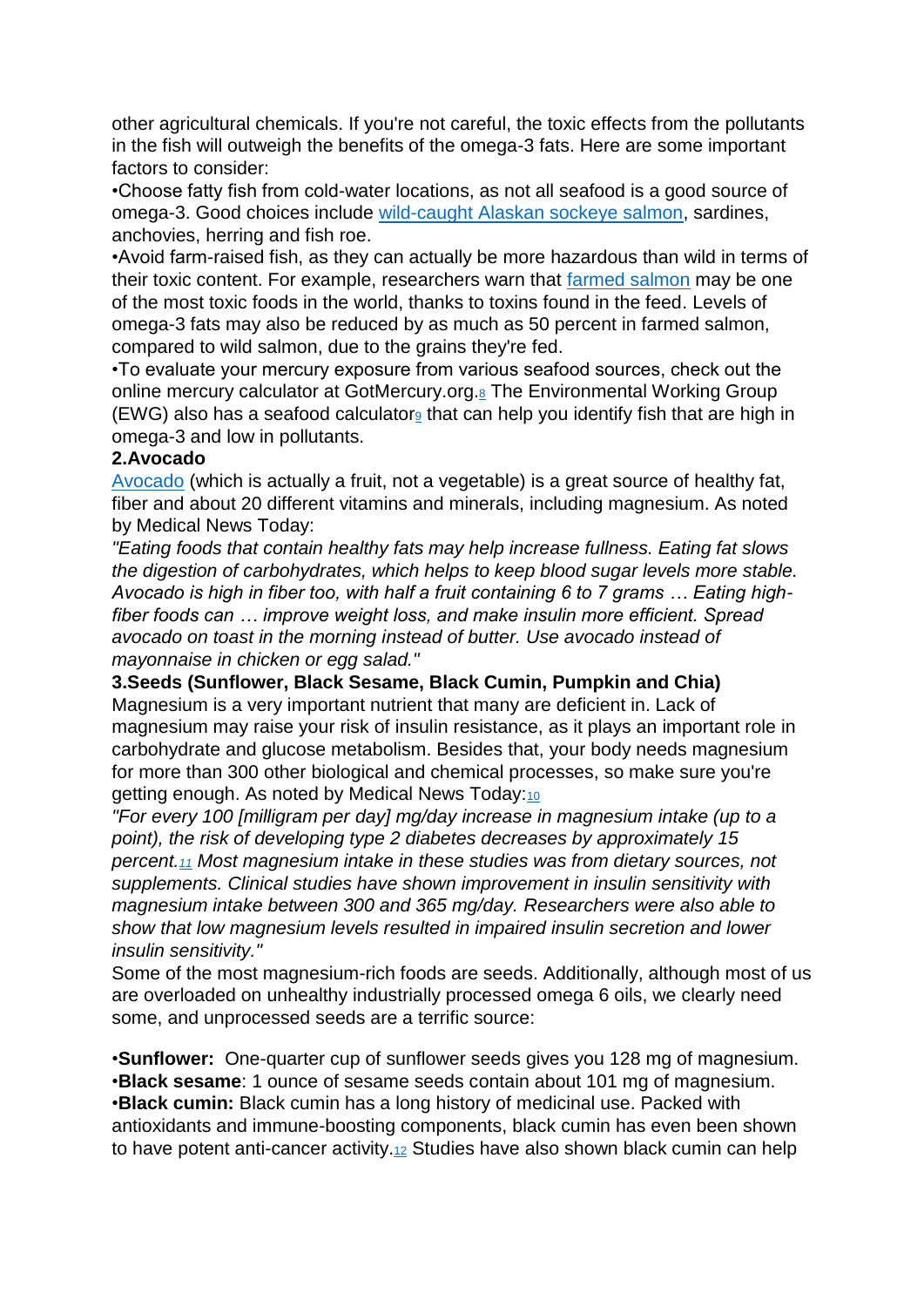other agricultural chemicals. If you're not careful, the toxic effects from the pollutants in the fish will outweigh the benefits of the omega-3 fats. Here are some important factors to consider:

•Choose fatty fish from cold-water locations, as not all seafood is a good source of omega-3. Good choices include wild-caught Alaskan sockeye salmon, sardines, anchovies, herring and fish roe.

•Avoid farm-raised fish, as they can actually be more hazardous than wild in terms of their toxic content. For example, researchers warn that farmed salmon may be one of the most toxic foods in the world, thanks to toxins found in the feed. Levels of omega-3 fats may also be reduced by as much as 50 percent in farmed salmon, compared to wild salmon, due to the grains they're fed.

•To evaluate your mercury exposure from various seafood sources, check out the online mercury calculator at GotMercury.org.[8] The Environmental Working Group (EWG) also has a seafood calculator[9] that can help you identify fish that are high in omega-3 and low in pollutants.

**2.Avocado**

Avocado (which is actually a fruit, not a vegetable) is a great source of healthy fat, fiber and about 20 different vitamins and minerals, including magnesium. As noted by Medical News Today:

*"Eating foods that contain healthy fats may help increase fullness. Eating fat slows the digestion of carbohydrates, which helps to keep blood sugar levels more stable. Avocado is high in fiber too, with half a fruit containing 6 to 7 grams … Eating high-fiber foods can … improve weight loss, and make insulin more efficient. Spread avocado on toast in the morning instead of butter. Use avocado instead of mayonnaise in chicken or egg salad."*

**3.Seeds (Sunflower, Black Sesame, Black Cumin, Pumpkin and Chia)**

Magnesium is a very important nutrient that many are deficient in. Lack of magnesium may raise your risk of insulin resistance, as it plays an important role in carbohydrate and glucose metabolism. Besides that, your body needs magnesium for more than 300 other biological and chemical processes, so make sure you're getting enough. As noted by Medical News Today:[10]

*"For every 100 [milligram per day] mg/day increase in magnesium intake (up to a point), the risk of developing type 2 diabetes decreases by approximately 15 percent.[11] Most magnesium intake in these studies was from dietary sources, not supplements. Clinical studies have shown improvement in insulin sensitivity with magnesium intake between 300 and 365 mg/day. Researchers were also able to show that low magnesium levels resulted in impaired insulin secretion and lower insulin sensitivity."*

Some of the most magnesium-rich foods are seeds. Additionally, although most of us are overloaded on unhealthy industrially processed omega 6 oils, we clearly need some, and unprocessed seeds are a terrific source:

•**Sunflower:** One-quarter cup of sunflower seeds gives you 128 mg of magnesium.

•**Black sesame**: 1 ounce of sesame seeds contain about 101 mg of magnesium.

•**Black cumin:** Black cumin has a long history of medicinal use. Packed with antioxidants and immune-boosting components, black cumin has even been shown to have potent anti-cancer activity.[12] Studies have also shown black cumin can help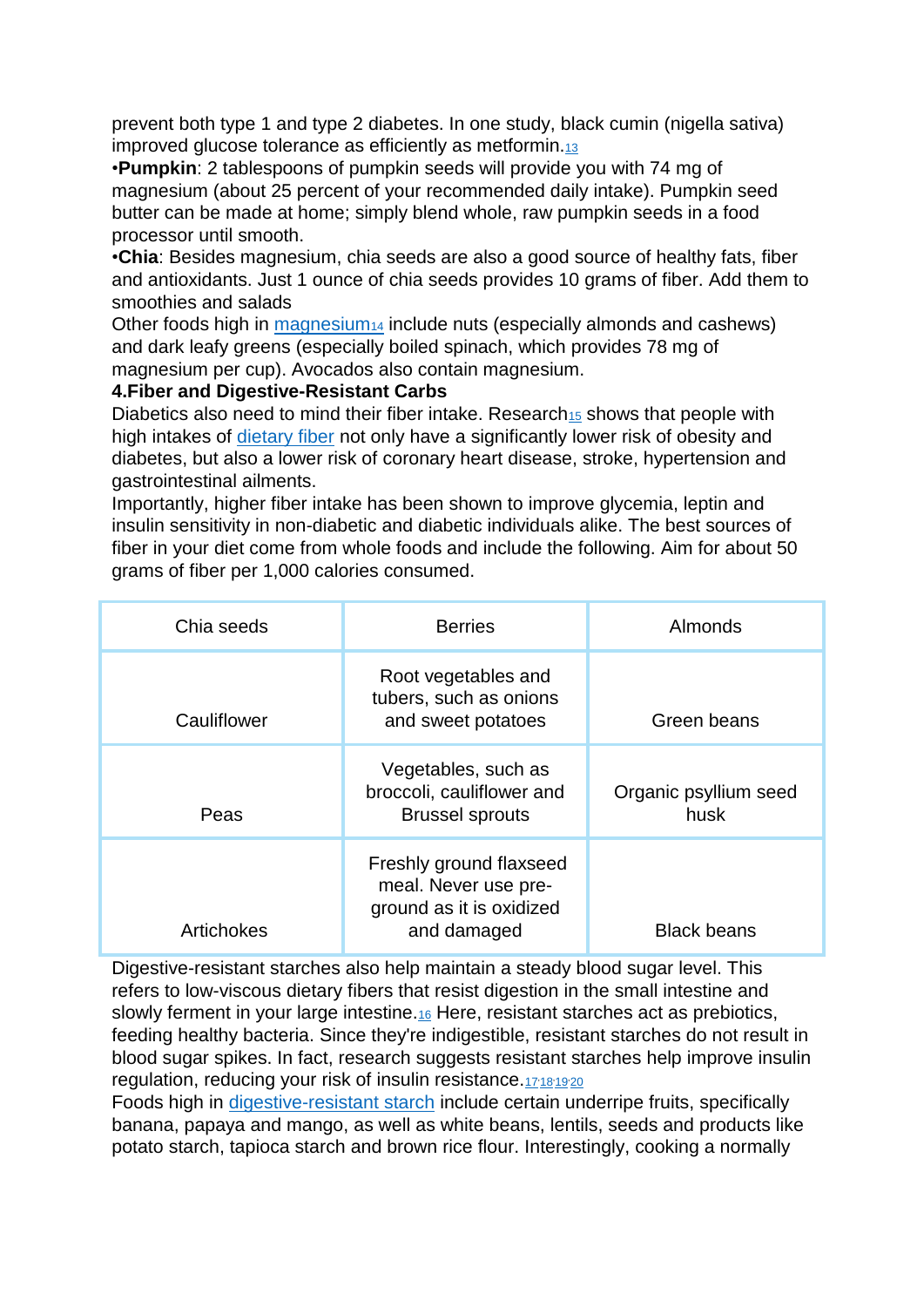prevent both type 1 and type 2 diabetes. In one study, black cumin (nigella sativa) improved glucose tolerance as efficiently as metformin.[13]

•**Pumpkin**: 2 tablespoons of pumpkin seeds will provide you with 74 mg of magnesium (about 25 percent of your recommended daily intake). Pumpkin seed butter can be made at home; simply blend whole, raw pumpkin seeds in a food processor until smooth.

•**Chia**: Besides magnesium, chia seeds are also a good source of healthy fats, fiber and antioxidants. Just 1 ounce of chia seeds provides 10 grams of fiber. Add them to smoothies and salads

Other foods high in magnesium[14] include nuts (especially almonds and cashews) and dark leafy greens (especially boiled spinach, which provides 78 mg of magnesium per cup). Avocados also contain magnesium.

**4.Fiber and Digestive-Resistant Carbs**

Diabetics also need to mind their fiber intake. Research[15] shows that people with high intakes of dietary fiber not only have a significantly lower risk of obesity and diabetes, but also a lower risk of coronary heart disease, stroke, hypertension and gastrointestinal ailments.

Importantly, higher fiber intake has been shown to improve glycemia, leptin and insulin sensitivity in non-diabetic and diabetic individuals alike. The best sources of fiber in your diet come from whole foods and include the following. Aim for about 50 grams of fiber per 1,000 calories consumed.

| Chia seeds | Berries | Almonds |
|---|---|---|
| Cauliflower | Root vegetables and tubers, such as onions and sweet potatoes | Green beans |
| Peas | Vegetables, such as broccoli, cauliflower and Brussel sprouts | Organic psyllium seed husk |
| Artichokes | Freshly ground flaxseed meal. Never use pre-ground as it is oxidized and damaged | Black beans |

Digestive-resistant starches also help maintain a steady blood sugar level. This refers to low-viscous dietary fibers that resist digestion in the small intestine and slowly ferment in your large intestine.[16] Here, resistant starches act as prebiotics, feeding healthy bacteria. Since they're indigestible, resistant starches do not result in blood sugar spikes. In fact, research suggests resistant starches help improve insulin regulation, reducing your risk of insulin resistance.[17,18,19,20]

Foods high in digestive-resistant starch include certain underripe fruits, specifically banana, papaya and mango, as well as white beans, lentils, seeds and products like potato starch, tapioca starch and brown rice flour. Interestingly, cooking a normally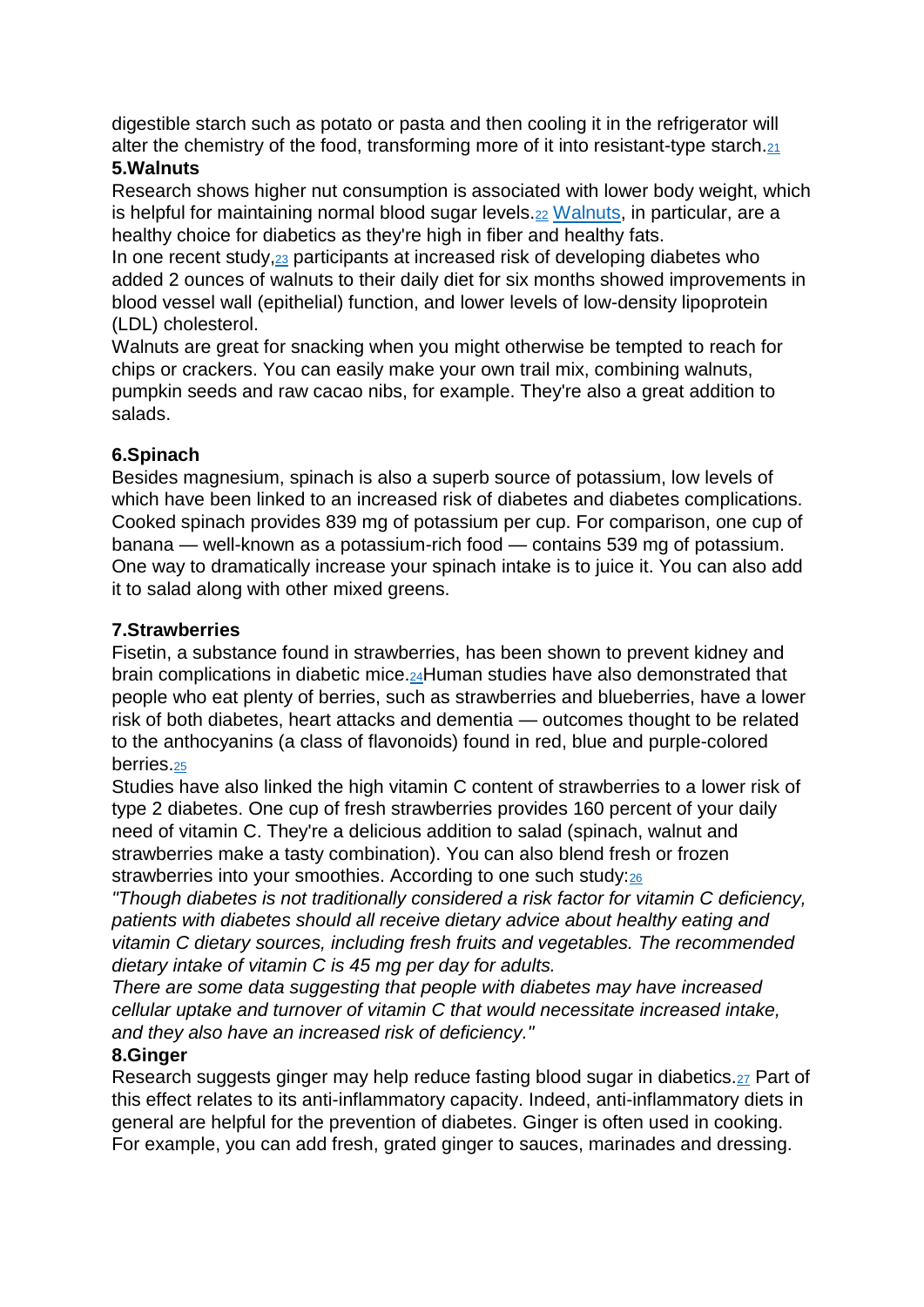digestible starch such as potato or pasta and then cooling it in the refrigerator will alter the chemistry of the food, transforming more of it into resistant-type starch.[21]

**5.Walnuts**

Research shows higher nut consumption is associated with lower body weight, which is helpful for maintaining normal blood sugar levels.[22] Walnuts, in particular, are a healthy choice for diabetics as they're high in fiber and healthy fats.

In one recent study,[23] participants at increased risk of developing diabetes who added 2 ounces of walnuts to their daily diet for six months showed improvements in blood vessel wall (epithelial) function, and lower levels of low-density lipoprotein (LDL) cholesterol.

Walnuts are great for snacking when you might otherwise be tempted to reach for chips or crackers. You can easily make your own trail mix, combining walnuts, pumpkin seeds and raw cacao nibs, for example. They're also a great addition to salads.

**6.Spinach**

Besides magnesium, spinach is also a superb source of potassium, low levels of which have been linked to an increased risk of diabetes and diabetes complications. Cooked spinach provides 839 mg of potassium per cup. For comparison, one cup of banana — well-known as a potassium-rich food — contains 539 mg of potassium. One way to dramatically increase your spinach intake is to juice it. You can also add it to salad along with other mixed greens.

**7.Strawberries**

Fisetin, a substance found in strawberries, has been shown to prevent kidney and brain complications in diabetic mice.[24]Human studies have also demonstrated that people who eat plenty of berries, such as strawberries and blueberries, have a lower risk of both diabetes, heart attacks and dementia — outcomes thought to be related to the anthocyanins (a class of flavonoids) found in red, blue and purple-colored berries.[25]

Studies have also linked the high vitamin C content of strawberries to a lower risk of type 2 diabetes. One cup of fresh strawberries provides 160 percent of your daily need of vitamin C. They're a delicious addition to salad (spinach, walnut and strawberries make a tasty combination). You can also blend fresh or frozen strawberries into your smoothies. According to one such study:[26]

*"Though diabetes is not traditionally considered a risk factor for vitamin C deficiency, patients with diabetes should all receive dietary advice about healthy eating and vitamin C dietary sources, including fresh fruits and vegetables. The recommended dietary intake of vitamin C is 45 mg per day for adults.*

*There are some data suggesting that people with diabetes may have increased cellular uptake and turnover of vitamin C that would necessitate increased intake, and they also have an increased risk of deficiency."*

**8.Ginger**

Research suggests ginger may help reduce fasting blood sugar in diabetics.[27] Part of this effect relates to its anti-inflammatory capacity. Indeed, anti-inflammatory diets in general are helpful for the prevention of diabetes. Ginger is often used in cooking. For example, you can add fresh, grated ginger to sauces, marinades and dressing.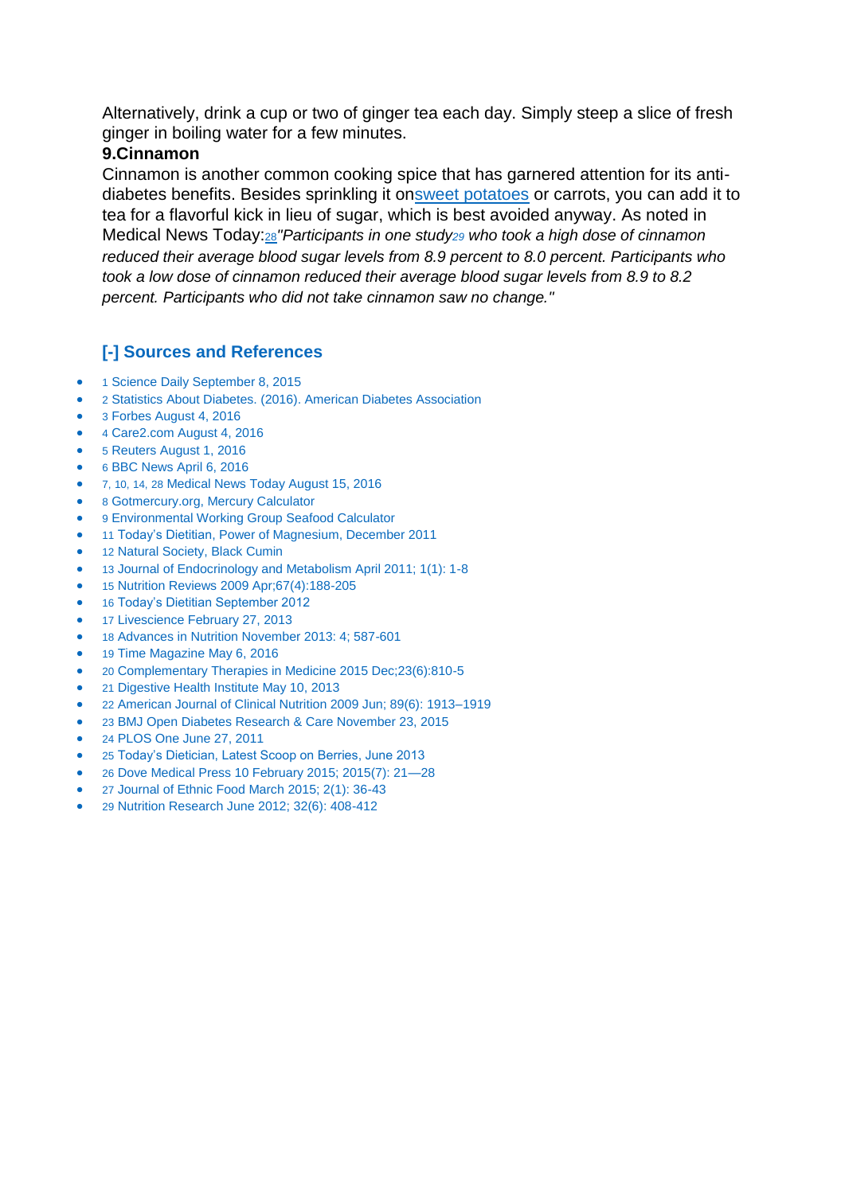Alternatively, drink a cup or two of ginger tea each day. Simply steep a slice of fresh ginger in boiling water for a few minutes.

**9.Cinnamon**

Cinnamon is another common cooking spice that has garnered attention for its anti-diabetes benefits. Besides sprinkling it onsweet potatoes or carrots, you can add it to tea for a flavorful kick in lieu of sugar, which is best avoided anyway. As noted in Medical News Today:[28]*"Participants in one study[29] who took a high dose of cinnamon reduced their average blood sugar levels from 8.9 percent to 8.0 percent. Participants who took a low dose of cinnamon reduced their average blood sugar levels from 8.9 to 8.2 percent. Participants who did not take cinnamon saw no change."*

## [-] Sources and References

- 1 Science Daily September 8, 2015
- 2 Statistics About Diabetes. (2016). American Diabetes Association
- 3 Forbes August 4, 2016
- 4 Care2.com August 4, 2016
- 5 Reuters August 1, 2016
- 6 BBC News April 6, 2016
- 7, 10, 14, 28 Medical News Today August 15, 2016
- 8 Gotmercury.org, Mercury Calculator
- 9 Environmental Working Group Seafood Calculator
- 11 Today's Dietitian, Power of Magnesium, December 2011
- 12 Natural Society, Black Cumin
- 13 Journal of Endocrinology and Metabolism April 2011; 1(1): 1-8
- 15 Nutrition Reviews 2009 Apr;67(4):188-205
- 16 Today's Dietitian September 2012
- 17 Livescience February 27, 2013
- 18 Advances in Nutrition November 2013: 4; 587-601
- 19 Time Magazine May 6, 2016
- 20 Complementary Therapies in Medicine 2015 Dec;23(6):810-5
- 21 Digestive Health Institute May 10, 2013
- 22 American Journal of Clinical Nutrition 2009 Jun; 89(6): 1913–1919
- 23 BMJ Open Diabetes Research & Care November 23, 2015
- 24 PLOS One June 27, 2011
- 25 Today's Dietician, Latest Scoop on Berries, June 2013
- 26 Dove Medical Press 10 February 2015; 2015(7): 21—28
- 27 Journal of Ethnic Food March 2015; 2(1): 36-43
- 29 Nutrition Research June 2012; 32(6): 408-412